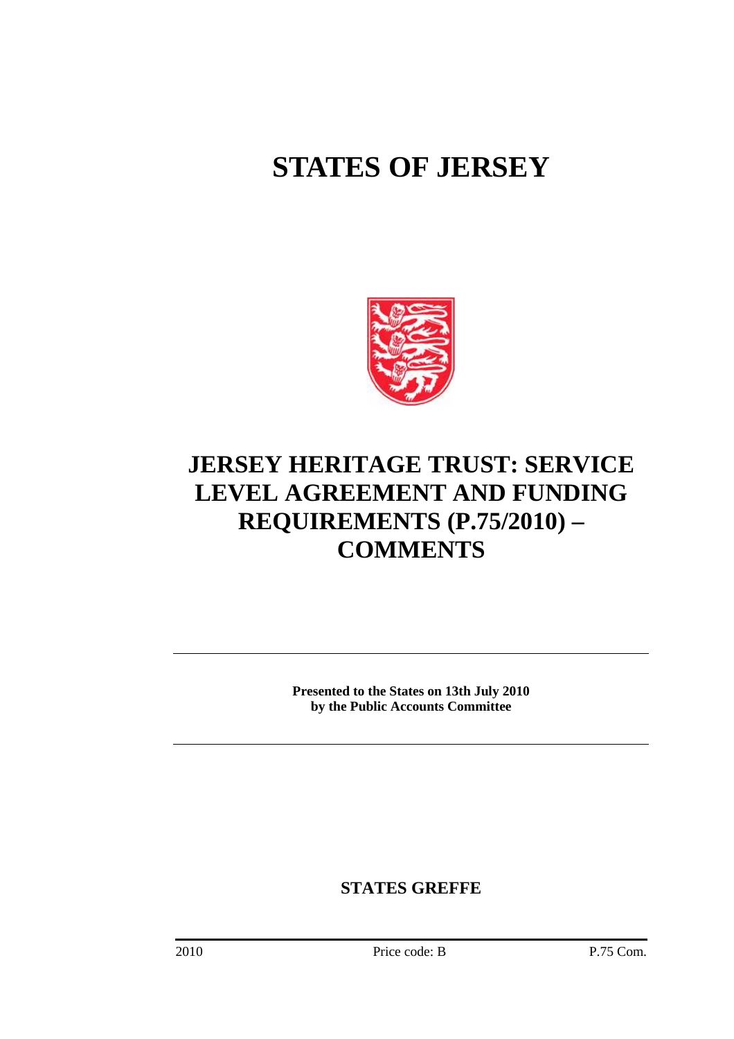# STATES OF JERSEY

# JERSEY HERITAGE TRUST: SERVICE LEVEL AGREEMENT AND FUNDING REQUIREMENTS (P.75/2010) – COMMENTS

**Presented to the States on 13th July 2010 by the Public Accounts Committee**

**STATES GREFFE**

2010 Price code: B P.75 Com.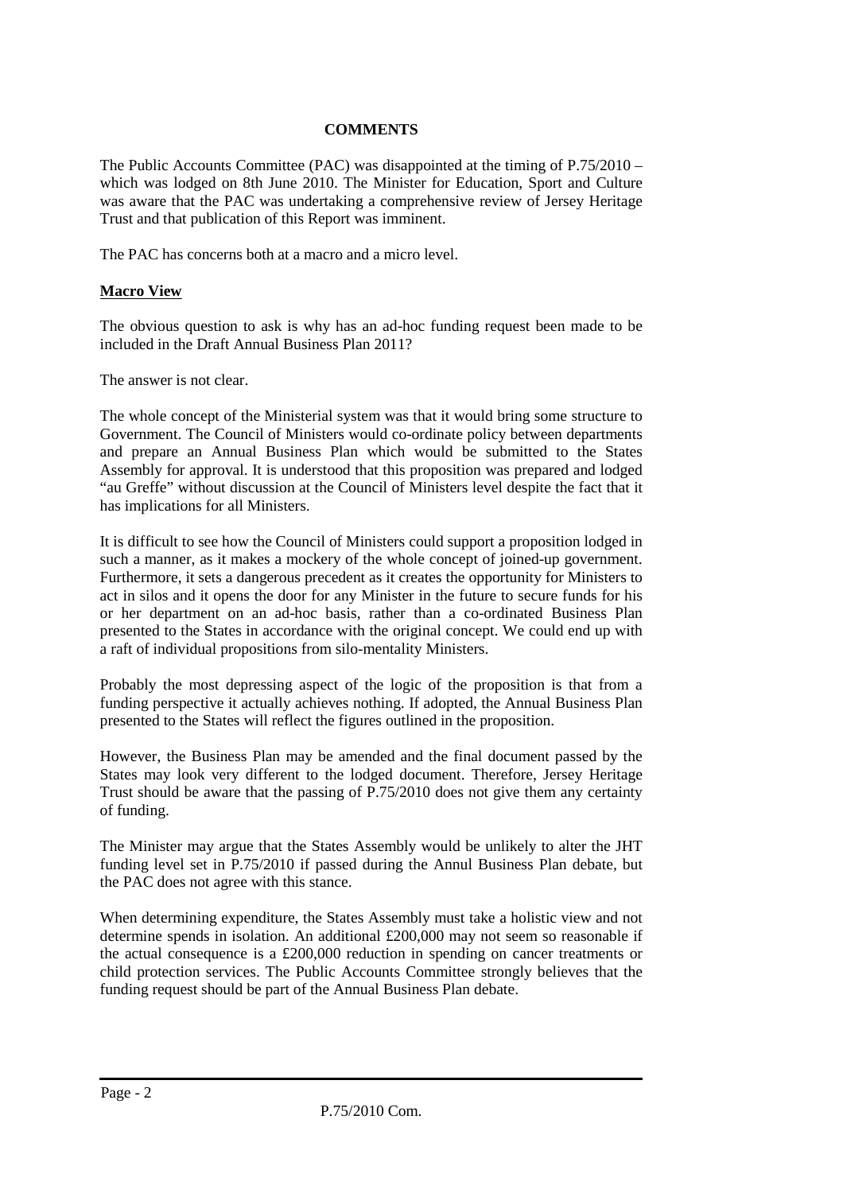**COMMENTS**

The Public Accounts Committee (PAC) was disappointed at the timing of P.75/2010 – which was lodged on 8th June 2010. The Minister for Education, Sport and Culture was aware that the PAC was undertaking a comprehensive review of Jersey Heritage Trust and that publication of this Report was imminent.

The PAC has concerns both at a macro and a micro level.

**Macro View**

The obvious question to ask is why has an ad-hoc funding request been made to be included in the Draft Annual Business Plan 2011?

The answer is not clear.

The whole concept of the Ministerial system was that it would bring some structure to Government. The Council of Ministers would co-ordinate policy between departments and prepare an Annual Business Plan which would be submitted to the States Assembly for approval. It is understood that this proposition was prepared and lodged "au Greffe" without discussion at the Council of Ministers level despite the fact that it has implications for all Ministers.

It is difficult to see how the Council of Ministers could support a proposition lodged in such a manner, as it makes a mockery of the whole concept of joined-up government. Furthermore, it sets a dangerous precedent as it creates the opportunity for Ministers to act in silos and it opens the door for any Minister in the future to secure funds for his or her department on an ad-hoc basis, rather than a co-ordinated Business Plan presented to the States in accordance with the original concept. We could end up with a raft of individual propositions from silo-mentality Ministers.

Probably the most depressing aspect of the logic of the proposition is that from a funding perspective it actually achieves nothing. If adopted, the Annual Business Plan presented to the States will reflect the figures outlined in the proposition.

However, the Business Plan may be amended and the final document passed by the States may look very different to the lodged document. Therefore, Jersey Heritage Trust should be aware that the passing of P.75/2010 does not give them any certainty of funding.

The Minister may argue that the States Assembly would be unlikely to alter the JHT funding level set in P.75/2010 if passed during the Annul Business Plan debate, but the PAC does not agree with this stance.

When determining expenditure, the States Assembly must take a holistic view and not determine spends in isolation. An additional £200,000 may not seem so reasonable if the actual consequence is a £200,000 reduction in spending on cancer treatments or child protection services. The Public Accounts Committee strongly believes that the funding request should be part of the Annual Business Plan debate.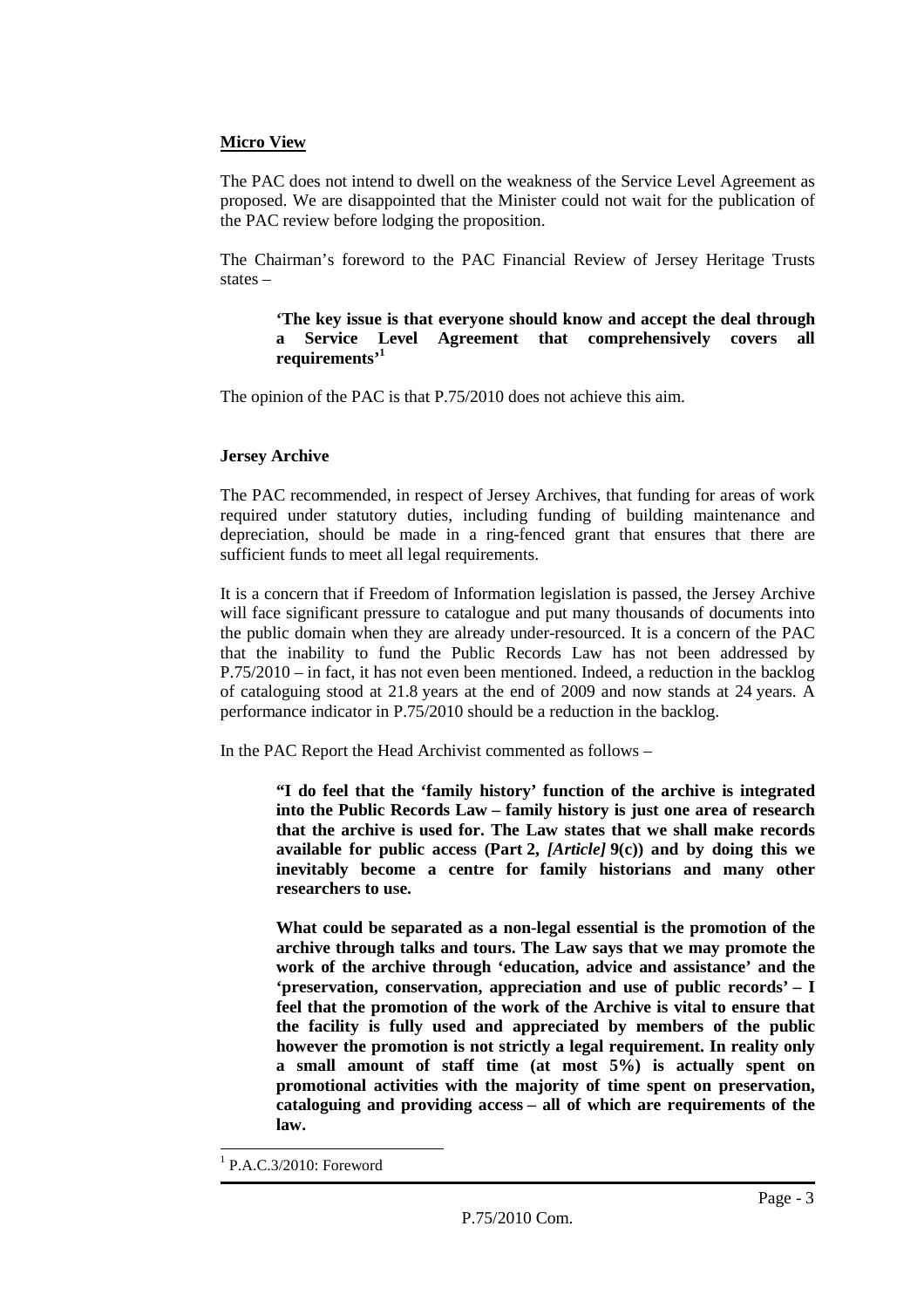**Micro View**

The PAC does not intend to dwell on the weakness of the Service Level Agreement as proposed. We are disappointed that the Minister could not wait for the publication of the PAC review before lodging the proposition.

The Chairman's foreword to the PAC Financial Review of Jersey Heritage Trusts states –

> **'The key issue is that everyone should know and accept the deal through a Service Level Agreement that comprehensively covers all requirements'**[1]

The opinion of the PAC is that P.75/2010 does not achieve this aim.

**Jersey Archive**

The PAC recommended, in respect of Jersey Archives, that funding for areas of work required under statutory duties, including funding of building maintenance and depreciation, should be made in a ring-fenced grant that ensures that there are sufficient funds to meet all legal requirements.

It is a concern that if Freedom of Information legislation is passed, the Jersey Archive will face significant pressure to catalogue and put many thousands of documents into the public domain when they are already under-resourced. It is a concern of the PAC that the inability to fund the Public Records Law has not been addressed by P.75/2010 – in fact, it has not even been mentioned. Indeed, a reduction in the backlog of cataloguing stood at 21.8 years at the end of 2009 and now stands at 24 years. A performance indicator in P.75/2010 should be a reduction in the backlog.

In the PAC Report the Head Archivist commented as follows –

> **"I do feel that the 'family history' function of the archive is integrated into the Public Records Law – family history is just one area of research that the archive is used for. The Law states that we shall make records available for public access (Part 2, *[Article]* 9(c)) and by doing this we inevitably become a centre for family historians and many other researchers to use.**
>
> **What could be separated as a non-legal essential is the promotion of the archive through talks and tours. The Law says that we may promote the work of the archive through 'education, advice and assistance' and the 'preservation, conservation, appreciation and use of public records' – I feel that the promotion of the work of the Archive is vital to ensure that the facility is fully used and appreciated by members of the public however the promotion is not strictly a legal requirement. In reality only a small amount of staff time (at most 5%) is actually spent on promotional activities with the majority of time spent on preservation, cataloguing and providing access – all of which are requirements of the law.**

[1] P.A.C.3/2010: Foreword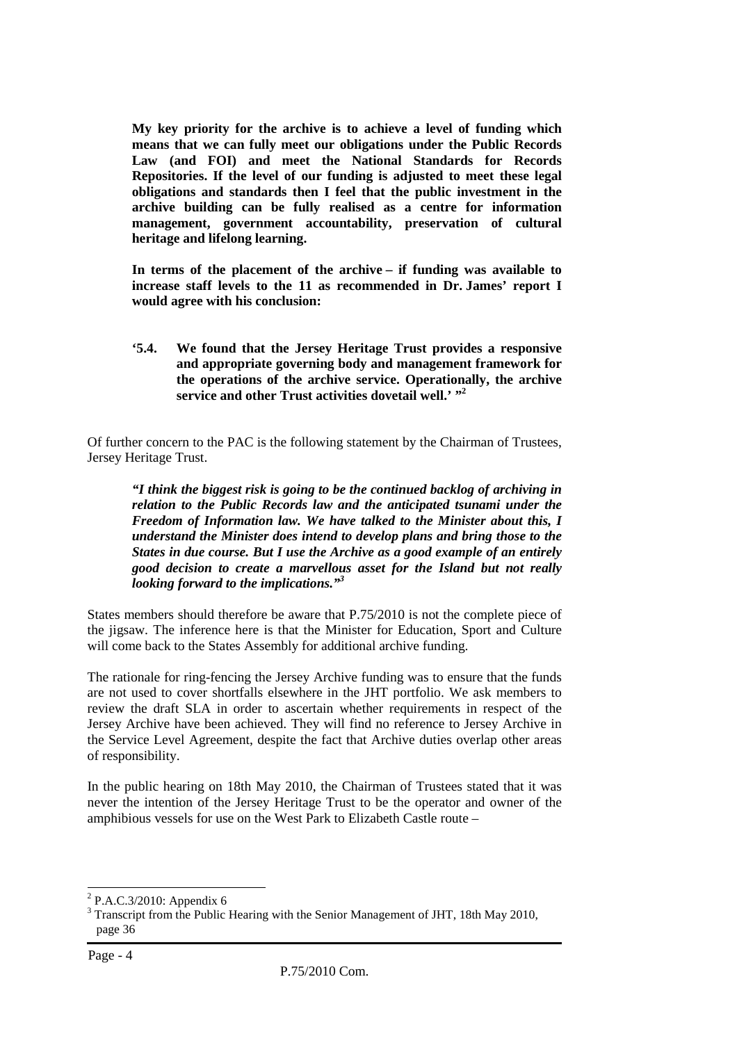**My key priority for the archive is to achieve a level of funding which means that we can fully meet our obligations under the Public Records Law (and FOI) and meet the National Standards for Records Repositories. If the level of our funding is adjusted to meet these legal obligations and standards then I feel that the public investment in the archive building can be fully realised as a centre for information management, government accountability, preservation of cultural heritage and lifelong learning.**

**In terms of the placement of the archive – if funding was available to increase staff levels to the 11 as recommended in Dr. James' report I would agree with his conclusion:**

> **'5.4. We found that the Jersey Heritage Trust provides a responsive and appropriate governing body and management framework for the operations of the archive service. Operationally, the archive service and other Trust activities dovetail well.' "**[2]

Of further concern to the PAC is the following statement by the Chairman of Trustees, Jersey Heritage Trust.

> ***"I think the biggest risk is going to be the continued backlog of archiving in relation to the Public Records law and the anticipated tsunami under the Freedom of Information law. We have talked to the Minister about this, I understand the Minister does intend to develop plans and bring those to the States in due course. But I use the Archive as a good example of an entirely good decision to create a marvellous asset for the Island but not really looking forward to the implications."***[3]

States members should therefore be aware that P.75/2010 is not the complete piece of the jigsaw. The inference here is that the Minister for Education, Sport and Culture will come back to the States Assembly for additional archive funding.

The rationale for ring-fencing the Jersey Archive funding was to ensure that the funds are not used to cover shortfalls elsewhere in the JHT portfolio. We ask members to review the draft SLA in order to ascertain whether requirements in respect of the Jersey Archive have been achieved. They will find no reference to Jersey Archive in the Service Level Agreement, despite the fact that Archive duties overlap other areas of responsibility.

In the public hearing on 18th May 2010, the Chairman of Trustees stated that it was never the intention of the Jersey Heritage Trust to be the operator and owner of the amphibious vessels for use on the West Park to Elizabeth Castle route –

---

[2] P.A.C.3/2010: Appendix 6

[3] Transcript from the Public Hearing with the Senior Management of JHT, 18th May 2010, page 36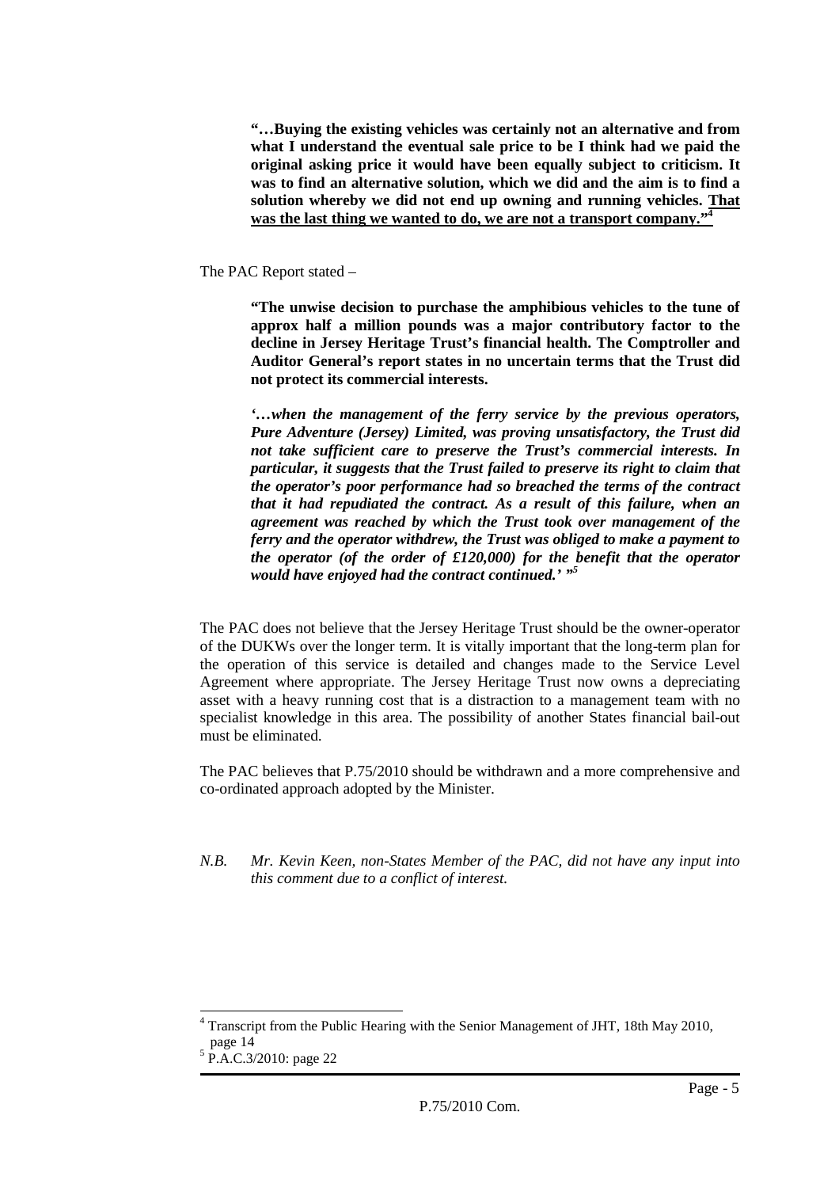**"…Buying the existing vehicles was certainly not an alternative and from what I understand the eventual sale price to be I think had we paid the original asking price it would have been equally subject to criticism. It was to find an alternative solution, which we did and the aim is to find a solution whereby we did not end up owning and running vehicles. <u>That was the last thing we wanted to do, we are not a transport company.</u>"[4]**

The PAC Report stated –

**"The unwise decision to purchase the amphibious vehicles to the tune of approx half a million pounds was a major contributory factor to the decline in Jersey Heritage Trust's financial health. The Comptroller and Auditor General's report states in no uncertain terms that the Trust did not protect its commercial interests.**

***'…when the management of the ferry service by the previous operators, Pure Adventure (Jersey) Limited, was proving unsatisfactory, the Trust did not take sufficient care to preserve the Trust's commercial interests. In particular, it suggests that the Trust failed to preserve its right to claim that the operator's poor performance had so breached the terms of the contract that it had repudiated the contract. As a result of this failure, when an agreement was reached by which the Trust took over management of the ferry and the operator withdrew, the Trust was obliged to make a payment to the operator (of the order of £120,000) for the benefit that the operator would have enjoyed had the contract continued.' "[5]***

The PAC does not believe that the Jersey Heritage Trust should be the owner-operator of the DUKWs over the longer term. It is vitally important that the long-term plan for the operation of this service is detailed and changes made to the Service Level Agreement where appropriate. The Jersey Heritage Trust now owns a depreciating asset with a heavy running cost that is a distraction to a management team with no specialist knowledge in this area. The possibility of another States financial bail-out must be eliminated.

The PAC believes that P.75/2010 should be withdrawn and a more comprehensive and co-ordinated approach adopted by the Minister.

*N.B. Mr. Kevin Keen, non-States Member of the PAC, did not have any input into this comment due to a conflict of interest.*

---

[4] Transcript from the Public Hearing with the Senior Management of JHT, 18th May 2010, page 14

[5] P.A.C.3/2010: page 22